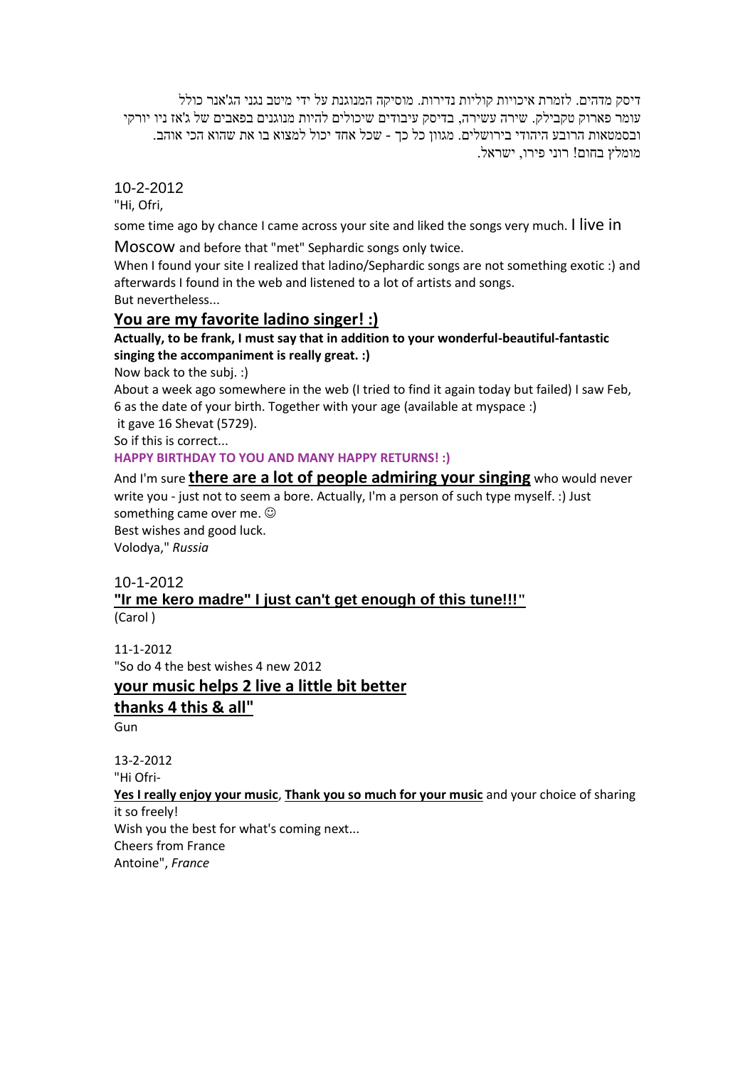דיסק מדהים. לזמרת איכויות קוליות נדירות. מוסיקה המנוגנת על ידי מיטב נגני הג'אנר כולל עומר פארוק טקבילק. שירה עשירה, בדיסק עיבודים שיכולים להיות מנוגנים בפאבים של ג'אז ניו יורקי ובסמטאות הרובע היהודי בירושלים. מגוון כל כך - שכל אחד יכול למצוא בו את שהוא הכי אוהב. מומלץ בחום! רוני פירו, ישראל.

10-2-2012

"Hi, Ofri,

some time ago by chance I came across your site and liked the songs very much. I live in Moscow and before that "met" Sephardic songs only twice.

When I found your site I realized that ladino/Sephardic songs are not something exotic :) and afterwards I found in the web and listened to a lot of artists and songs.

But nevertheless...

**You are my favorite ladino singer! :)**

**Actually, to be frank, I must say that in addition to your wonderful-beautiful-fantastic singing the accompaniment is really great. :)**

Now back to the subj. :)

About a week ago somewhere in the web (I tried to find it again today but failed) I saw Feb, 6 as the date of your birth. Together with your age (available at myspace :)

it gave 16 Shevat (5729).

So if this is correct...

**HAPPY BIRTHDAY TO YOU AND MANY HAPPY RETURNS! :)**

And I'm sure **there are a lot of people admiring your singing** who would never write you - just not to seem a bore. Actually, I'm a person of such type myself. :) Just something came over me. ☺

Best wishes and good luck.

Volodya," *Russia*

10-1-2012

**"Ir me kero madre" I just can't get enough of this tune!!!"**

(Carol )

11-1-2012

"So do 4 the best wishes 4 new 2012

**your music helps 2 live a little bit better**

**thanks 4 this & all"**

Gun

13-2-2012

"Hi Ofri-

**Yes I really enjoy your music**, **Thank you so much for your music** and your choice of sharing it so freely!

Wish you the best for what's coming next...

Cheers from France

Antoine", *France*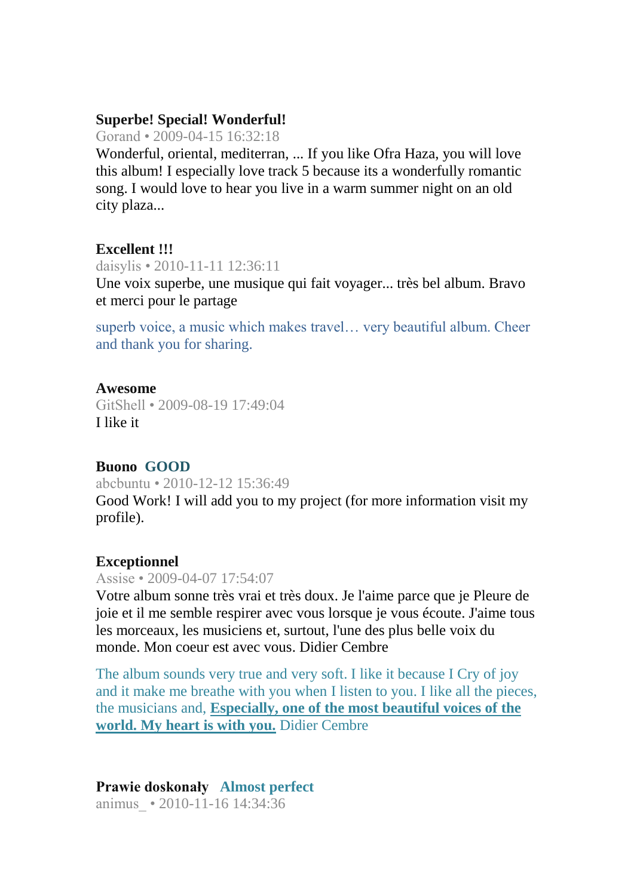**Superbe! Special! Wonderful!**

Gorand • 2009-04-15 16:32:18

Wonderful, oriental, mediterran, ... If you like Ofra Haza, you will love this album! I especially love track 5 because its a wonderfully romantic song. I would love to hear you live in a warm summer night on an old city plaza...

**Excellent !!!**

daisylis • 2010-11-11 12:36:11

Une voix superbe, une musique qui fait voyager... très bel album. Bravo et merci pour le partage

superb voice, a music which makes travel… very beautiful album. Cheer and thank you for sharing.

**Awesome**

GitShell • 2009-08-19 17:49:04

I like it

**Buono GOOD**

abcbuntu • 2010-12-12 15:36:49

Good Work! I will add you to my project (for more information visit my profile).

**Exceptionnel**

Assise • 2009-04-07 17:54:07

Votre album sonne très vrai et très doux. Je l'aime parce que je Pleure de joie et il me semble respirer avec vous lorsque je vous écoute. J'aime tous les morceaux, les musiciens et, surtout, l'une des plus belle voix du monde. Mon coeur est avec vous. Didier Cembre

The album sounds very true and very soft. I like it because I Cry of joy and it make me breathe with you when I listen to you. I like all the pieces, the musicians and, **Especially, one of the most beautiful voices of the world. My heart is with you.** Didier Cembre

**Prawie doskonały Almost perfect**

animus_ • 2010-11-16 14:34:36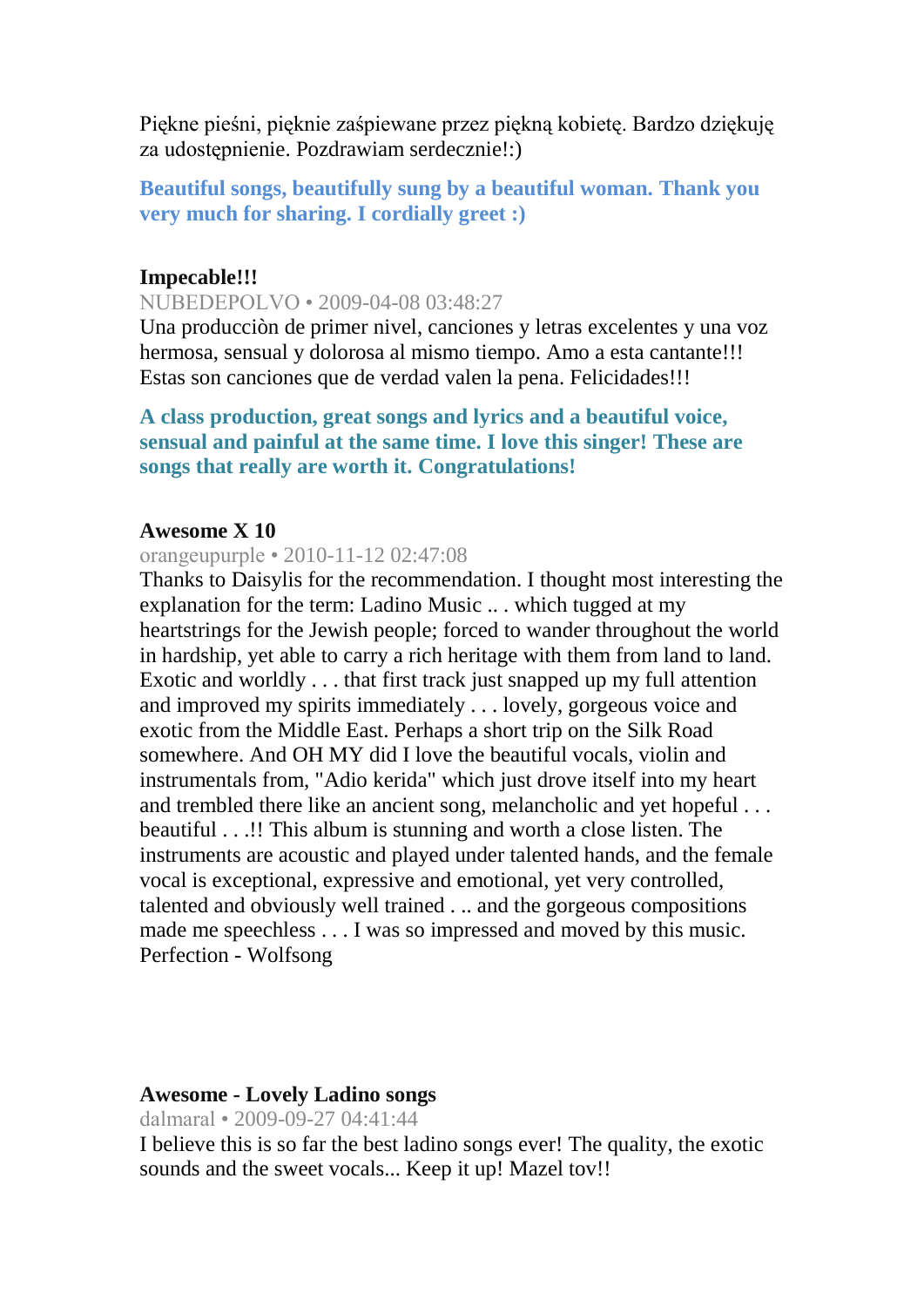Piękne pieśni, pięknie zaśpiewane przez piękną kobietę. Bardzo dziękuję za udostępnienie. Pozdrawiam serdecznie!:)

**Beautiful songs, beautifully sung by a beautiful woman. Thank you very much for sharing. I cordially greet :)**

**Impecable!!!**

NUBEDEPOLVO • 2009-04-08 03:48:27

Una producciòn de primer nivel, canciones y letras excelentes y una voz hermosa, sensual y dolorosa al mismo tiempo. Amo a esta cantante!!! Estas son canciones que de verdad valen la pena. Felicidades!!!

**A class production, great songs and lyrics and a beautiful voice, sensual and painful at the same time. I love this singer! These are songs that really are worth it. Congratulations!**

**Awesome X 10**

orangeupurple • 2010-11-12 02:47:08

Thanks to Daisylis for the recommendation. I thought most interesting the explanation for the term: Ladino Music .. . which tugged at my heartstrings for the Jewish people; forced to wander throughout the world in hardship, yet able to carry a rich heritage with them from land to land. Exotic and worldly . . . that first track just snapped up my full attention and improved my spirits immediately . . . lovely, gorgeous voice and exotic from the Middle East. Perhaps a short trip on the Silk Road somewhere. And OH MY did I love the beautiful vocals, violin and instrumentals from, "Adio kerida" which just drove itself into my heart and trembled there like an ancient song, melancholic and yet hopeful . . . beautiful . . .!! This album is stunning and worth a close listen. The instruments are acoustic and played under talented hands, and the female vocal is exceptional, expressive and emotional, yet very controlled, talented and obviously well trained . .. and the gorgeous compositions made me speechless . . . I was so impressed and moved by this music. Perfection - Wolfsong

**Awesome - Lovely Ladino songs**

dalmaral • 2009-09-27 04:41:44

I believe this is so far the best ladino songs ever! The quality, the exotic sounds and the sweet vocals... Keep it up! Mazel tov!!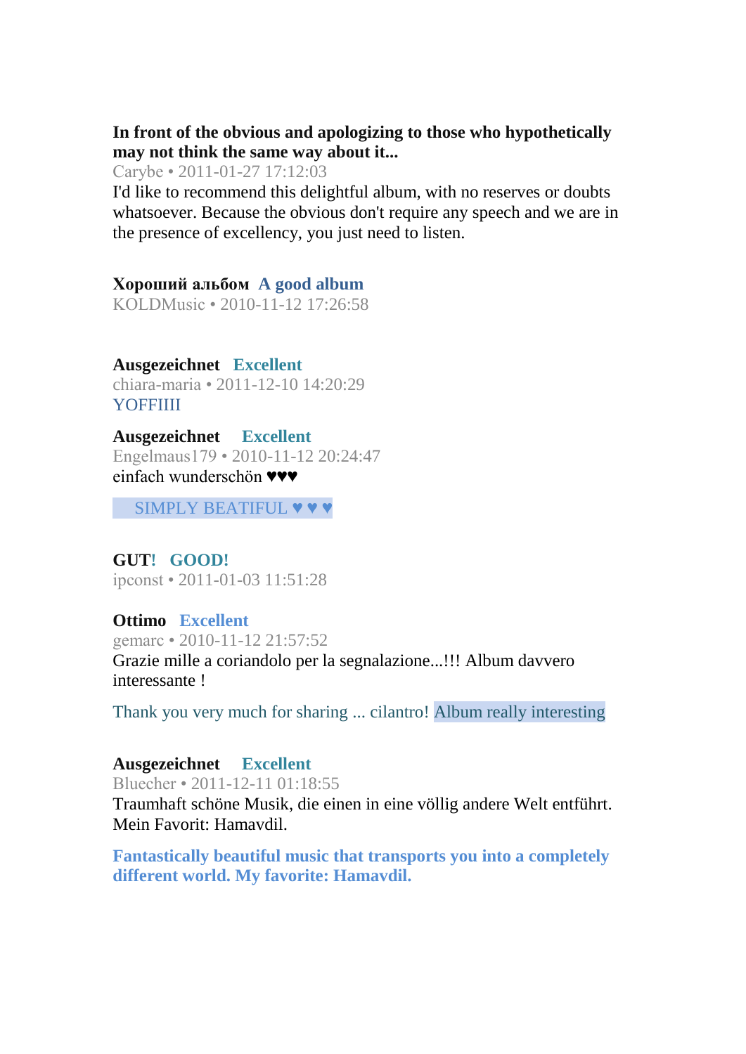**In front of the obvious and apologizing to those who hypothetically may not think the same way about it...**
Carybe • 2011-01-27 17:12:03
I'd like to recommend this delightful album, with no reserves or doubts whatsoever. Because the obvious don't require any speech and we are in the presence of excellency, you just need to listen.

**Хороший альбом** **A good album**
KOLDMusic • 2010-11-12 17:26:58

**Ausgezeichnet** **Excellent**
chiara-maria • 2011-12-10 14:20:29
YOFFIIII

**Ausgezeichnet** **Excellent**
Engelmaus179 • 2010-11-12 20:24:47
einfach wunderschön ♥♥♥

SIMPLY BEATIFUL ♥ ♥ ♥

**GUT!** **GOOD!**
ipconst • 2011-01-03 11:51:28

**Ottimo** **Excellent**
gemarc • 2010-11-12 21:57:52
Grazie mille a coriandolo per la segnalazione...!!! Album davvero interessante !

Thank you very much for sharing ... cilantro! Album really interesting

**Ausgezeichnet** **Excellent**
Bluecher • 2011-12-11 01:18:55
Traumhaft schöne Musik, die einen in eine völlig andere Welt entführt. Mein Favorit: Hamavdil.

**Fantastically beautiful music that transports you into a completely different world. My favorite: Hamavdil.**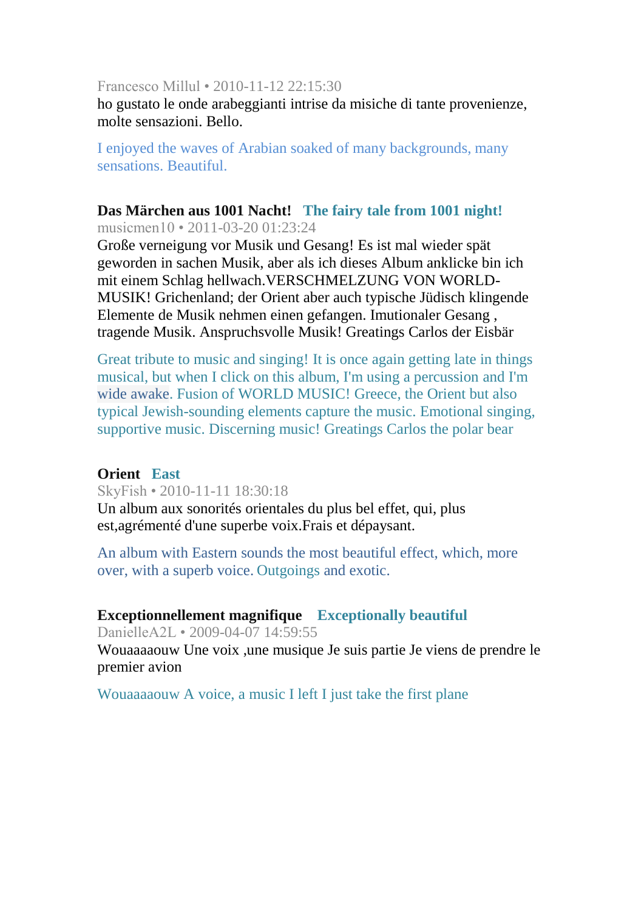Francesco Millul • 2010-11-12 22:15:30

ho gustato le onde arabeggianti intrise da misiche di tante provenienze, molte sensazioni. Bello.

I enjoyed the waves of Arabian soaked of many backgrounds, many sensations. Beautiful.

**Das Märchen aus 1001 Nacht!** **The fairy tale from 1001 night!**

musicmen10 • 2011-03-20 01:23:24

Große verneigung vor Musik und Gesang! Es ist mal wieder spät geworden in sachen Musik, aber als ich dieses Album anklicke bin ich mit einem Schlag hellwach.VERSCHMELZUNG VON WORLD-MUSIK! Grichenland; der Orient aber auch typische Jüdisch klingende Elemente de Musik nehmen einen gefangen. Imutionaler Gesang , tragende Musik. Anspruchsvolle Musik! Greatings Carlos der Eisbär

Great tribute to music and singing! It is once again getting late in things musical, but when I click on this album, I'm using a percussion and I'm wide awake. Fusion of WORLD MUSIC! Greece, the Orient but also typical Jewish-sounding elements capture the music. Emotional singing, supportive music. Discerning music! Greatings Carlos the polar bear

**Orient** **East**

SkyFish • 2010-11-11 18:30:18

Un album aux sonorités orientales du plus bel effet, qui, plus est,agrémenté d'une superbe voix.Frais et dépaysant.

An album with Eastern sounds the most beautiful effect, which, more over, with a superb voice. Outgoings and exotic.

**Exceptionnellement magnifique** **Exceptionally beautiful**

DanielleA2L • 2009-04-07 14:59:55

Wouaaaaouw Une voix ,une musique Je suis partie Je viens de prendre le premier avion

Wouaaaaouw A voice, a music I left I just take the first plane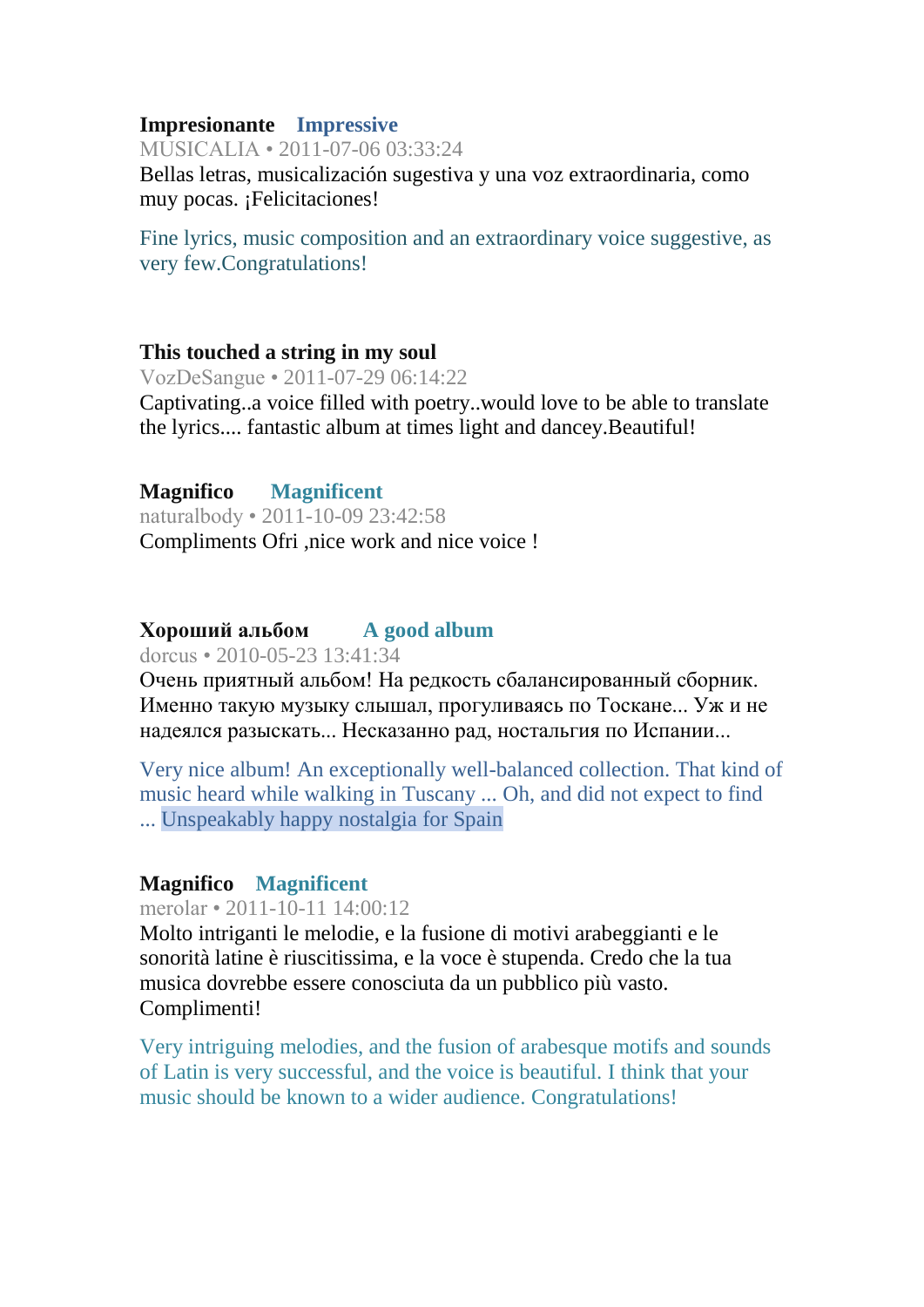**Impresionante** **Impressive**
MUSICALIA • 2011-07-06 03:33:24
Bellas letras, musicalización sugestiva y una voz extraordinaria, como muy pocas. ¡Felicitaciones!

Fine lyrics, music composition and an extraordinary voice suggestive, as very few.Congratulations!

**This touched a string in my soul**
VozDeSangue • 2011-07-29 06:14:22
Captivating..a voice filled with poetry..would love to be able to translate the lyrics.... fantastic album at times light and dancey.Beautiful!

**Magnifico** **Magnificent**
naturalbody • 2011-10-09 23:42:58
Compliments Ofri ,nice work and nice voice !

**Хороший альбом** **A good album**
dorcus • 2010-05-23 13:41:34
Очень приятный альбом! На редкость сбалансированный сборник. Именно такую музыку слышал, прогуливаясь по Тоскане... Уж и не надеялся разыскать... Несказанно рад, ностальгия по Испании...

Very nice album! An exceptionally well-balanced collection. That kind of music heard while walking in Tuscany ... Oh, and did not expect to find ... Unspeakably happy nostalgia for Spain

**Magnifico** **Magnificent**
merolar • 2011-10-11 14:00:12
Molto intriganti le melodie, e la fusione di motivi arabeggianti e le sonorità latine è riuscitissima, e la voce è stupenda. Credo che la tua musica dovrebbe essere conosciuta da un pubblico più vasto. Complimenti!

Very intriguing melodies, and the fusion of arabesque motifs and sounds of Latin is very successful, and the voice is beautiful. I think that your music should be known to a wider audience. Congratulations!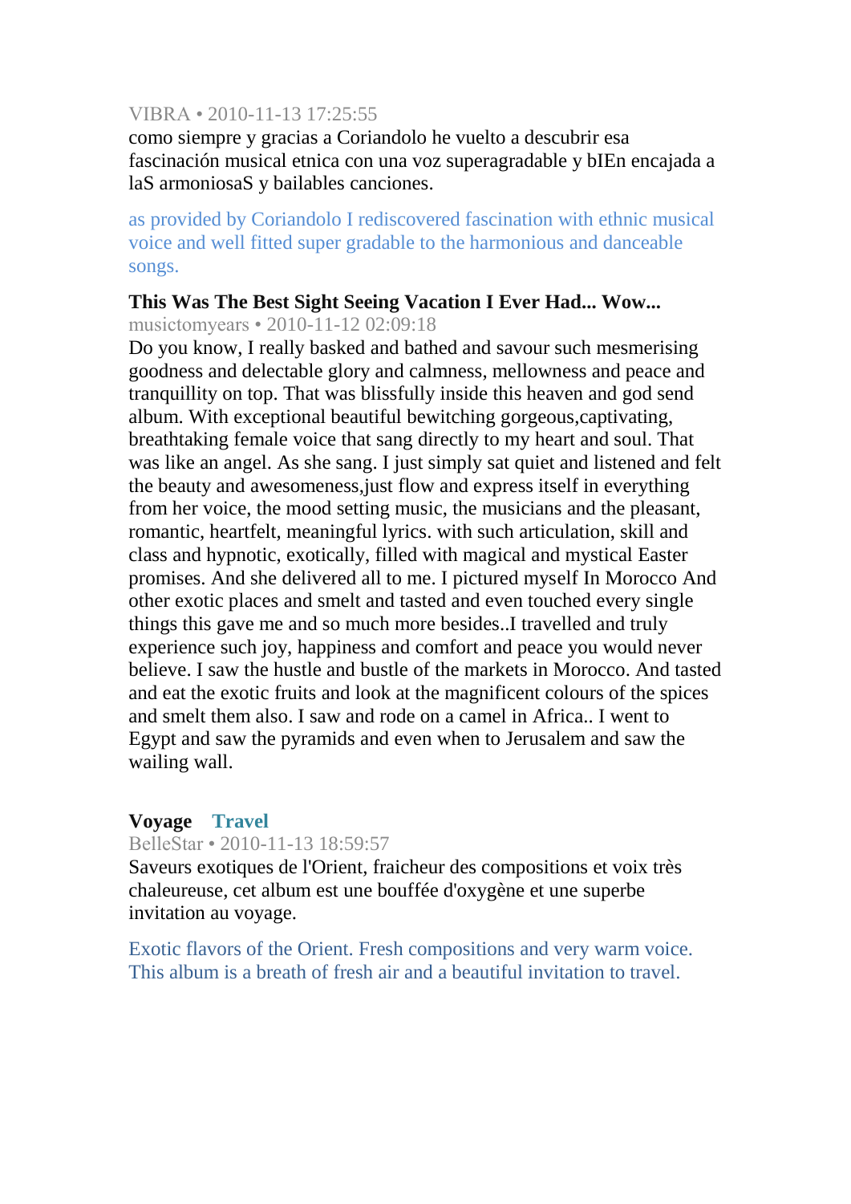VIBRA • 2010-11-13 17:25:55

como siempre y gracias a Coriandolo he vuelto a descubrir esa fascinación musical etnica con una voz superagradable y bIEn encajada a laS armoniosaS y bailables canciones.

as provided by Coriandolo I rediscovered fascination with ethnic musical voice and well fitted super gradable to the harmonious and danceable songs.

**This Was The Best Sight Seeing Vacation I Ever Had... Wow...**

musictomyears • 2010-11-12 02:09:18

Do you know, I really basked and bathed and savour such mesmerising goodness and delectable glory and calmness, mellowness and peace and tranquillity on top. That was blissfully inside this heaven and god send album. With exceptional beautiful bewitching gorgeous,captivating, breathtaking female voice that sang directly to my heart and soul. That was like an angel. As she sang. I just simply sat quiet and listened and felt the beauty and awesomeness,just flow and express itself in everything from her voice, the mood setting music, the musicians and the pleasant, romantic, heartfelt, meaningful lyrics. with such articulation, skill and class and hypnotic, exotically, filled with magical and mystical Easter promises. And she delivered all to me. I pictured myself In Morocco And other exotic places and smelt and tasted and even touched every single things this gave me and so much more besides..I travelled and truly experience such joy, happiness and comfort and peace you would never believe. I saw the hustle and bustle of the markets in Morocco. And tasted and eat the exotic fruits and look at the magnificent colours of the spices and smelt them also. I saw and rode on a camel in Africa.. I went to Egypt and saw the pyramids and even when to Jerusalem and saw the wailing wall.

**Voyage** **Travel**

BelleStar • 2010-11-13 18:59:57

Saveurs exotiques de l'Orient, fraicheur des compositions et voix très chaleureuse, cet album est une bouffée d'oxygène et une superbe invitation au voyage.

Exotic flavors of the Orient. Fresh compositions and very warm voice. This album is a breath of fresh air and a beautiful invitation to travel.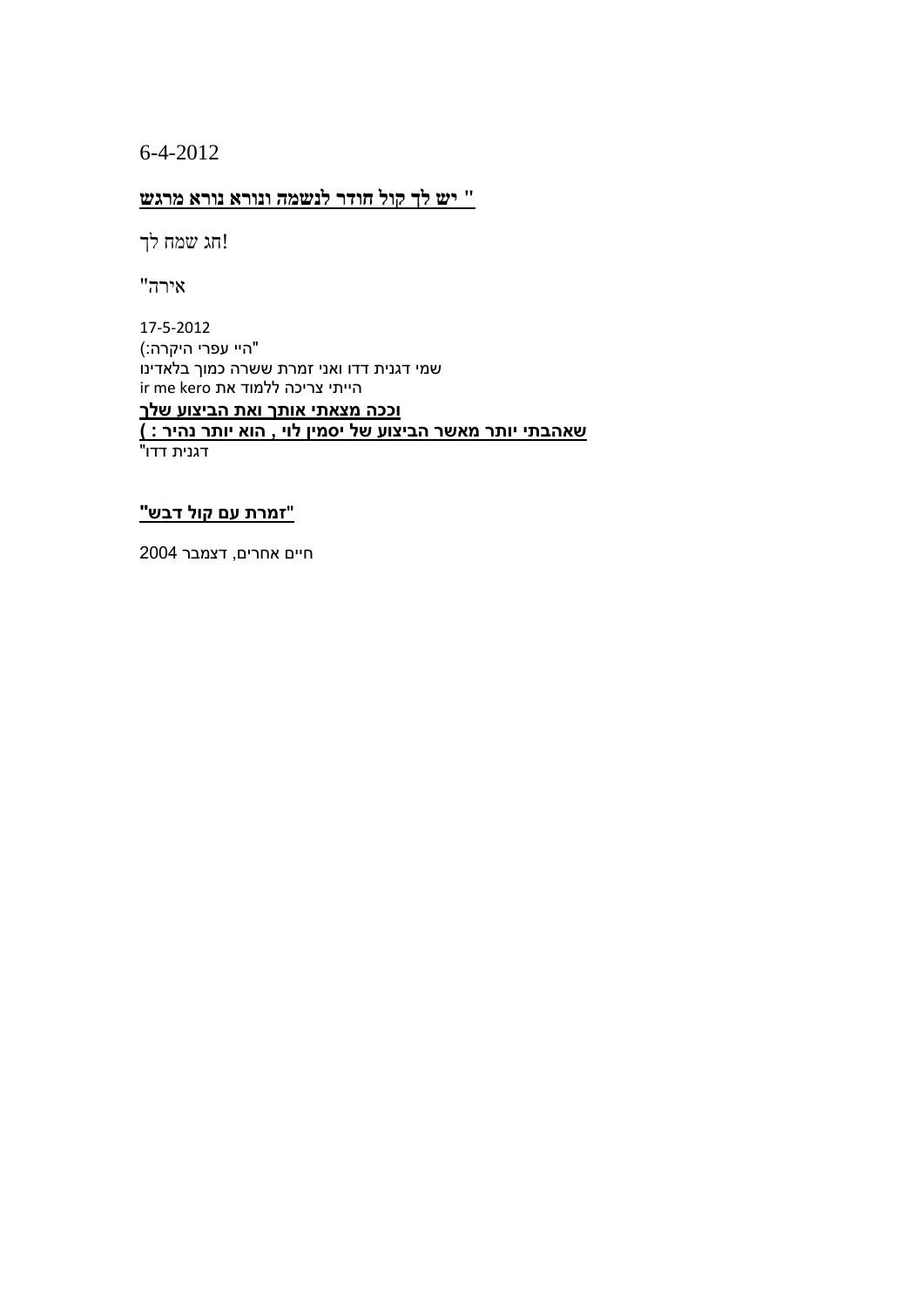6-4-2012

**" יש לך קול חודר לנשמה ונורא נורא מרגש**

חג שמח לך!

אירה"

17-5-2012
"היי עפרי היקרה:)
שמי דגנית דדו ואני זמרת ששרה כמוך בלאדינו
הייתי צריכה ללמוד את ir me kero
**וככה מצאתי אותך ואת הביצוע שלך**
**שאהבתי יותר מאשר הביצוע של יסמין לוי , הוא יותר נהיר : )**
דגנית דדו"

**"זמרת עם קול דבש"**

חיים אחרים, דצמבר 2004